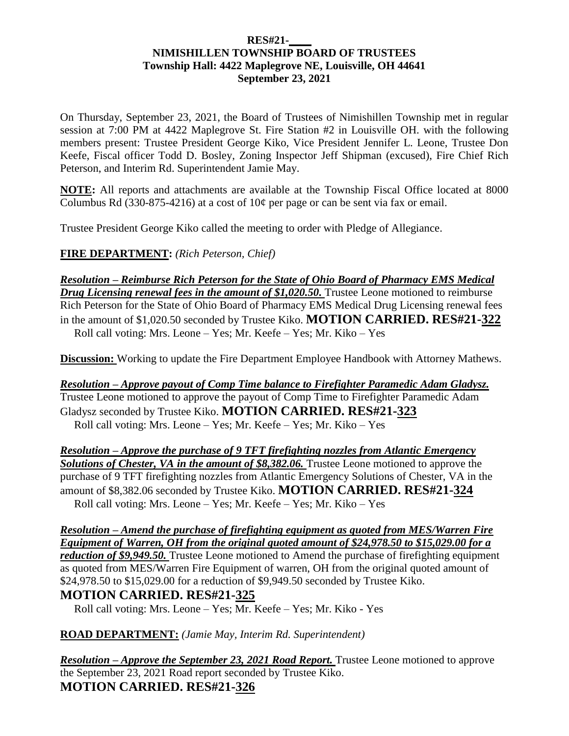**RES#21-\_\_\_\_**
**NIMISHILLEN TOWNSHIP BOARD OF TRUSTEES**
**Township Hall: 4422 Maplegrove NE, Louisville, OH 44641**
**September 23, 2021**

On Thursday, September 23, 2021, the Board of Trustees of Nimishillen Township met in regular session at 7:00 PM at 4422 Maplegrove St. Fire Station #2 in Louisville OH. with the following members present: Trustee President George Kiko, Vice President Jennifer L. Leone, Trustee Don Keefe, Fiscal officer Todd D. Bosley, Zoning Inspector Jeff Shipman (excused), Fire Chief Rich Peterson, and Interim Rd. Superintendent Jamie May.

**NOTE:** All reports and attachments are available at the Township Fiscal Office located at 8000 Columbus Rd (330-875-4216) at a cost of 10¢ per page or can be sent via fax or email.

Trustee President George Kiko called the meeting to order with Pledge of Allegiance.

**FIRE DEPARTMENT:** *(Rich Peterson, Chief)*

***Resolution – Reimburse Rich Peterson for the State of Ohio Board of Pharmacy EMS Medical Drug Licensing renewal fees in the amount of $1,020.50.*** Trustee Leone motioned to reimburse Rich Peterson for the State of Ohio Board of Pharmacy EMS Medical Drug Licensing renewal fees in the amount of $1,020.50 seconded by Trustee Kiko. **MOTION CARRIED. RES#21-322**
Roll call voting: Mrs. Leone – Yes; Mr. Keefe – Yes; Mr. Kiko – Yes

**Discussion:** Working to update the Fire Department Employee Handbook with Attorney Mathews.

***Resolution – Approve payout of Comp Time balance to Firefighter Paramedic Adam Gladysz.*** Trustee Leone motioned to approve the payout of Comp Time to Firefighter Paramedic Adam Gladysz seconded by Trustee Kiko. **MOTION CARRIED. RES#21-323**
Roll call voting: Mrs. Leone – Yes; Mr. Keefe – Yes; Mr. Kiko – Yes

***Resolution – Approve the purchase of 9 TFT firefighting nozzles from Atlantic Emergency Solutions of Chester, VA in the amount of $8,382.06.*** Trustee Leone motioned to approve the purchase of 9 TFT firefighting nozzles from Atlantic Emergency Solutions of Chester, VA in the amount of $8,382.06 seconded by Trustee Kiko. **MOTION CARRIED. RES#21-324**
Roll call voting: Mrs. Leone – Yes; Mr. Keefe – Yes; Mr. Kiko – Yes

***Resolution – Amend the purchase of firefighting equipment as quoted from MES/Warren Fire Equipment of Warren, OH from the original quoted amount of $24,978.50 to $15,029.00 for a reduction of $9,949.50.*** Trustee Leone motioned to Amend the purchase of firefighting equipment as quoted from MES/Warren Fire Equipment of warren, OH from the original quoted amount of $24,978.50 to $15,029.00 for a reduction of $9,949.50 seconded by Trustee Kiko.
**MOTION CARRIED. RES#21-325**
Roll call voting: Mrs. Leone – Yes; Mr. Keefe – Yes; Mr. Kiko - Yes

**ROAD DEPARTMENT:** *(Jamie May, Interim Rd. Superintendent)*

***Resolution – Approve the September 23, 2021 Road Report.*** Trustee Leone motioned to approve the September 23, 2021 Road report seconded by Trustee Kiko.
**MOTION CARRIED. RES#21-326**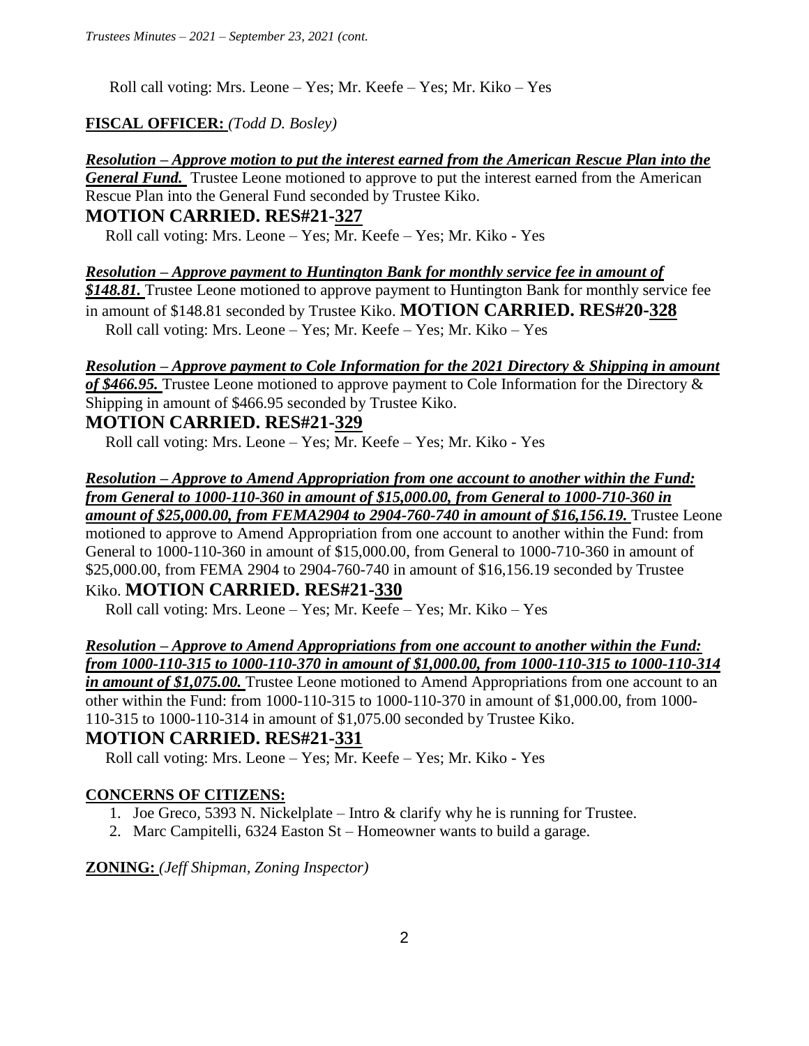Roll call voting: Mrs. Leone – Yes; Mr. Keefe – Yes; Mr. Kiko – Yes

**FISCAL OFFICER:** *(Todd D. Bosley)*

***Resolution – Approve motion to put the interest earned from the American Rescue Plan into the General Fund.*** Trustee Leone motioned to approve to put the interest earned from the American Rescue Plan into the General Fund seconded by Trustee Kiko.

**MOTION CARRIED. RES#21-327**

Roll call voting: Mrs. Leone – Yes; Mr. Keefe – Yes; Mr. Kiko - Yes

***Resolution – Approve payment to Huntington Bank for monthly service fee in amount of $148.81.*** Trustee Leone motioned to approve payment to Huntington Bank for monthly service fee in amount of $148.81 seconded by Trustee Kiko. **MOTION CARRIED. RES#20-328**

Roll call voting: Mrs. Leone – Yes; Mr. Keefe – Yes; Mr. Kiko – Yes

***Resolution – Approve payment to Cole Information for the 2021 Directory & Shipping in amount of $466.95.*** Trustee Leone motioned to approve payment to Cole Information for the Directory & Shipping in amount of $466.95 seconded by Trustee Kiko.

**MOTION CARRIED. RES#21-329**

Roll call voting: Mrs. Leone – Yes; Mr. Keefe – Yes; Mr. Kiko - Yes

***Resolution – Approve to Amend Appropriation from one account to another within the Fund: from General to 1000-110-360 in amount of $15,000.00, from General to 1000-710-360 in amount of $25,000.00, from FEMA2904 to 2904-760-740 in amount of $16,156.19.*** Trustee Leone motioned to approve to Amend Appropriation from one account to another within the Fund: from General to 1000-110-360 in amount of $15,000.00, from General to 1000-710-360 in amount of $25,000.00, from FEMA 2904 to 2904-760-740 in amount of $16,156.19 seconded by Trustee Kiko. **MOTION CARRIED. RES#21-330**

Roll call voting: Mrs. Leone – Yes; Mr. Keefe – Yes; Mr. Kiko – Yes

***Resolution – Approve to Amend Appropriations from one account to another within the Fund: from 1000-110-315 to 1000-110-370 in amount of $1,000.00, from 1000-110-315 to 1000-110-314 in amount of $1,075.00.*** Trustee Leone motioned to Amend Appropriations from one account to an other within the Fund: from 1000-110-315 to 1000-110-370 in amount of $1,000.00, from 1000-110-315 to 1000-110-314 in amount of $1,075.00 seconded by Trustee Kiko.

**MOTION CARRIED. RES#21-331**

Roll call voting: Mrs. Leone – Yes; Mr. Keefe – Yes; Mr. Kiko - Yes

**CONCERNS OF CITIZENS:**

1. Joe Greco, 5393 N. Nickelplate – Intro & clarify why he is running for Trustee.
2. Marc Campitelli, 6324 Easton St – Homeowner wants to build a garage.

**ZONING:** *(Jeff Shipman, Zoning Inspector)*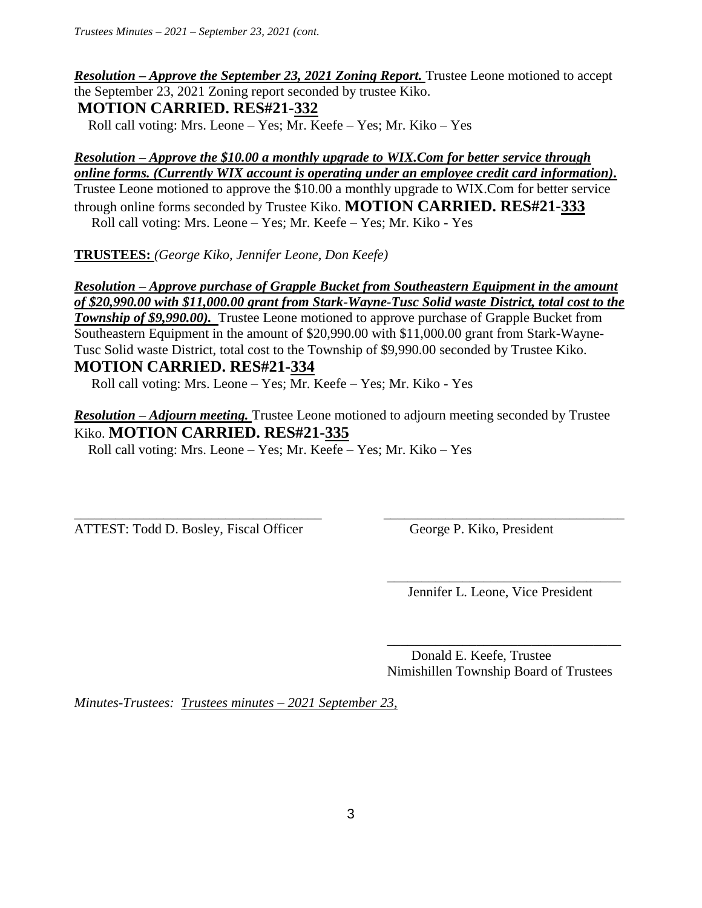***Resolution – Approve the September 23, 2021 Zoning Report.*** Trustee Leone motioned to accept the September 23, 2021 Zoning report seconded by trustee Kiko.

**MOTION CARRIED. RES#21-332**

Roll call voting: Mrs. Leone – Yes; Mr. Keefe – Yes; Mr. Kiko – Yes

***Resolution – Approve the $10.00 a monthly upgrade to WIX.Com for better service through online forms. (Currently WIX account is operating under an employee credit card information).*** Trustee Leone motioned to approve the $10.00 a monthly upgrade to WIX.Com for better service through online forms seconded by Trustee Kiko. **MOTION CARRIED. RES#21-333**

Roll call voting: Mrs. Leone – Yes; Mr. Keefe – Yes; Mr. Kiko - Yes

**TRUSTEES:** *(George Kiko, Jennifer Leone, Don Keefe)*

***Resolution – Approve purchase of Grapple Bucket from Southeastern Equipment in the amount of $20,990.00 with $11,000.00 grant from Stark-Wayne-Tusc Solid waste District, total cost to the Township of $9,990.00).*** Trustee Leone motioned to approve purchase of Grapple Bucket from Southeastern Equipment in the amount of $20,990.00 with $11,000.00 grant from Stark-Wayne-Tusc Solid waste District, total cost to the Township of $9,990.00 seconded by Trustee Kiko.

**MOTION CARRIED. RES#21-334**

Roll call voting: Mrs. Leone – Yes; Mr. Keefe – Yes; Mr. Kiko - Yes

***Resolution – Adjourn meeting.*** Trustee Leone motioned to adjourn meeting seconded by Trustee Kiko. **MOTION CARRIED. RES#21-335**

Roll call voting: Mrs. Leone – Yes; Mr. Keefe – Yes; Mr. Kiko – Yes

\_\_\_\_\_\_\_\_\_\_\_\_\_\_\_\_\_\_\_\_\_\_\_\_\_\_\_\_\_\_\_\_\_\_\_\_

ATTEST: Todd D. Bosley, Fiscal Officer

\_\_\_\_\_\_\_\_\_\_\_\_\_\_\_\_\_\_\_\_\_\_\_\_\_\_\_\_\_\_\_\_\_\_\_\_

George P. Kiko, President

\_\_\_\_\_\_\_\_\_\_\_\_\_\_\_\_\_\_\_\_\_\_\_\_\_\_\_\_\_\_\_\_\_\_\_\_

Jennifer L. Leone, Vice President

\_\_\_\_\_\_\_\_\_\_\_\_\_\_\_\_\_\_\_\_\_\_\_\_\_\_\_\_\_\_\_\_\_\_\_\_

Donald E. Keefe, Trustee
Nimishillen Township Board of Trustees

*Minutes-Trustees: Trustees minutes – 2021 September 23,*